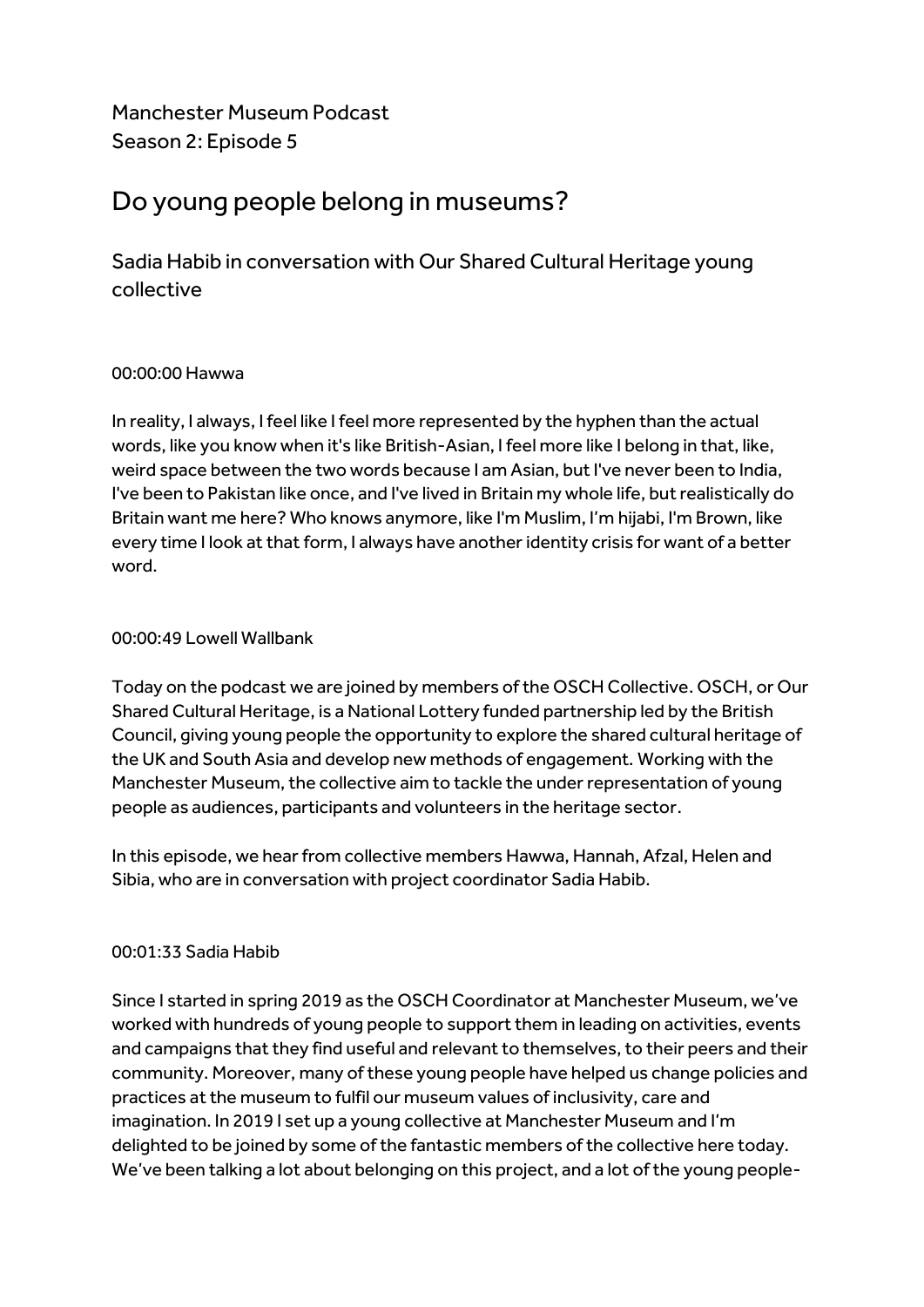Manchester Museum Podcast
Season 2: Episode 5

# Do young people belong in museums?

## Sadia Habib in conversation with Our Shared Cultural Heritage young collective

00:00:00 Hawwa

In reality, I always, I feel like I feel more represented by the hyphen than the actual words, like you know when it's like British-Asian, I feel more like I belong in that, like, weird space between the two words because I am Asian, but I've never been to India, I've been to Pakistan like once, and I've lived in Britain my whole life, but realistically do Britain want me here? Who knows anymore, like I'm Muslim, I'm hijabi, I'm Brown, like every time I look at that form, I always have another identity crisis for want of a better word.

00:00:49 Lowell Wallbank

Today on the podcast we are joined by members of the OSCH Collective. OSCH, or Our Shared Cultural Heritage, is a National Lottery funded partnership led by the British Council, giving young people the opportunity to explore the shared cultural heritage of the UK and South Asia and develop new methods of engagement. Working with the Manchester Museum, the collective aim to tackle the under representation of young people as audiences, participants and volunteers in the heritage sector.

In this episode, we hear from collective members Hawwa, Hannah, Afzal, Helen and Sibia, who are in conversation with project coordinator Sadia Habib.

00:01:33 Sadia Habib

Since I started in spring 2019 as the OSCH Coordinator at Manchester Museum, we've worked with hundreds of young people to support them in leading on activities, events and campaigns that they find useful and relevant to themselves, to their peers and their community. Moreover, many of these young people have helped us change policies and practices at the museum to fulfil our museum values of inclusivity, care and imagination. In 2019 I set up a young collective at Manchester Museum and I'm delighted to be joined by some of the fantastic members of the collective here today. We've been talking a lot about belonging on this project, and a lot of the young people-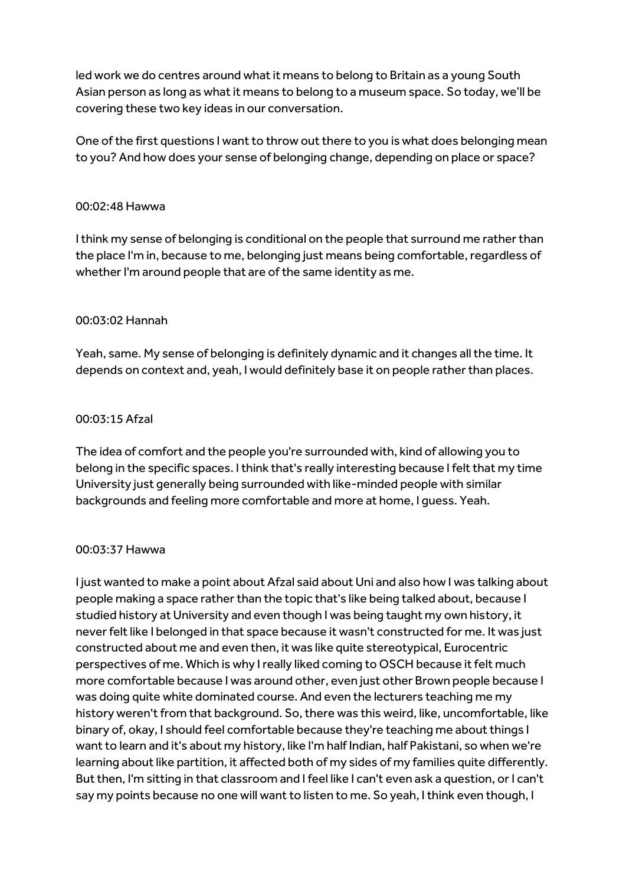led work we do centres around what it means to belong to Britain as a young South Asian person as long as what it means to belong to a museum space. So today, we'll be covering these two key ideas in our conversation.

One of the first questions I want to throw out there to you is what does belonging mean to you? And how does your sense of belonging change, depending on place or space?

00:02:48 Hawwa

I think my sense of belonging is conditional on the people that surround me rather than the place I'm in, because to me, belonging just means being comfortable, regardless of whether I'm around people that are of the same identity as me.

00:03:02 Hannah

Yeah, same. My sense of belonging is definitely dynamic and it changes all the time. It depends on context and, yeah, I would definitely base it on people rather than places.

00:03:15 Afzal

The idea of comfort and the people you're surrounded with, kind of allowing you to belong in the specific spaces. I think that's really interesting because I felt that my time University just generally being surrounded with like-minded people with similar backgrounds and feeling more comfortable and more at home, I guess. Yeah.

00:03:37 Hawwa

I just wanted to make a point about Afzal said about Uni and also how I was talking about people making a space rather than the topic that's like being talked about, because I studied history at University and even though I was being taught my own history, it never felt like I belonged in that space because it wasn't constructed for me. It was just constructed about me and even then, it was like quite stereotypical, Eurocentric perspectives of me. Which is why I really liked coming to OSCH because it felt much more comfortable because I was around other, even just other Brown people because I was doing quite white dominated course. And even the lecturers teaching me my history weren't from that background. So, there was this weird, like, uncomfortable, like binary of, okay, I should feel comfortable because they're teaching me about things I want to learn and it's about my history, like I'm half Indian, half Pakistani, so when we're learning about like partition, it affected both of my sides of my families quite differently. But then, I'm sitting in that classroom and I feel like I can't even ask a question, or I can't say my points because no one will want to listen to me. So yeah, I think even though, I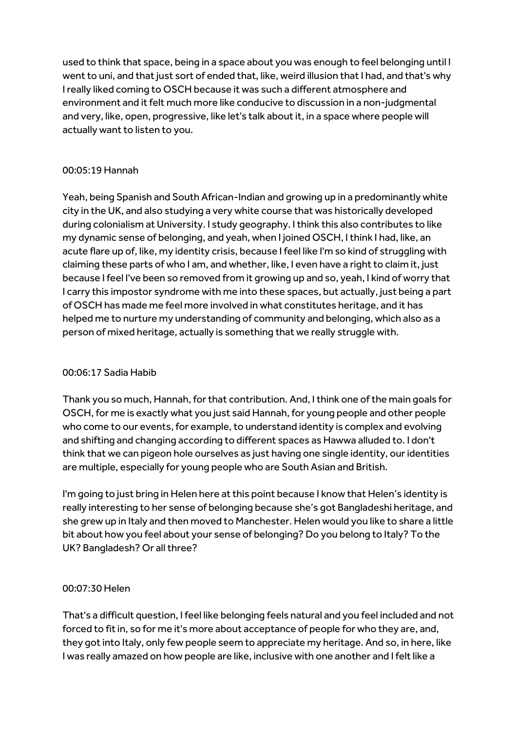used to think that space, being in a space about you was enough to feel belonging until I went to uni, and that just sort of ended that, like, weird illusion that I had, and that's why I really liked coming to OSCH because it was such a different atmosphere and environment and it felt much more like conducive to discussion in a non-judgmental and very, like, open, progressive, like let's talk about it, in a space where people will actually want to listen to you.

00:05:19 Hannah

Yeah, being Spanish and South African-Indian and growing up in a predominantly white city in the UK, and also studying a very white course that was historically developed during colonialism at University. I study geography. I think this also contributes to like my dynamic sense of belonging, and yeah, when I joined OSCH, I think I had, like, an acute flare up of, like, my identity crisis, because I feel like I'm so kind of struggling with claiming these parts of who I am, and whether, like, I even have a right to claim it, just because I feel I've been so removed from it growing up and so, yeah, I kind of worry that I carry this impostor syndrome with me into these spaces, but actually, just being a part of OSCH has made me feel more involved in what constitutes heritage, and it has helped me to nurture my understanding of community and belonging, which also as a person of mixed heritage, actually is something that we really struggle with.

00:06:17 Sadia Habib

Thank you so much, Hannah, for that contribution. And, I think one of the main goals for OSCH, for me is exactly what you just said Hannah, for young people and other people who come to our events, for example, to understand identity is complex and evolving and shifting and changing according to different spaces as Hawwa alluded to. I don't think that we can pigeon hole ourselves as just having one single identity, our identities are multiple, especially for young people who are South Asian and British.

I'm going to just bring in Helen here at this point because I know that Helen's identity is really interesting to her sense of belonging because she's got Bangladeshi heritage, and she grew up in Italy and then moved to Manchester. Helen would you like to share a little bit about how you feel about your sense of belonging? Do you belong to Italy? To the UK? Bangladesh? Or all three?

00:07:30 Helen

That's a difficult question, I feel like belonging feels natural and you feel included and not forced to fit in, so for me it's more about acceptance of people for who they are, and, they got into Italy, only few people seem to appreciate my heritage. And so, in here, like I was really amazed on how people are like, inclusive with one another and I felt like a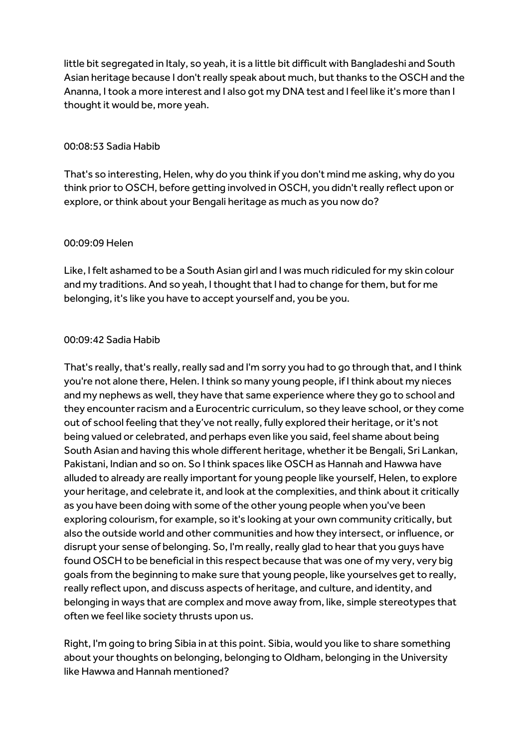little bit segregated in Italy, so yeah, it is a little bit difficult with Bangladeshi and South Asian heritage because I don't really speak about much, but thanks to the OSCH and the Ananna, I took a more interest and I also got my DNA test and I feel like it's more than I thought it would be, more yeah.

00:08:53 Sadia Habib

That's so interesting, Helen, why do you think if you don't mind me asking, why do you think prior to OSCH, before getting involved in OSCH, you didn't really reflect upon or explore, or think about your Bengali heritage as much as you now do?

00:09:09 Helen

Like, I felt ashamed to be a South Asian girl and I was much ridiculed for my skin colour and my traditions. And so yeah, I thought that I had to change for them, but for me belonging, it's like you have to accept yourself and, you be you.

00:09:42 Sadia Habib

That's really, that's really, really sad and I'm sorry you had to go through that, and I think you're not alone there, Helen. I think so many young people, if I think about my nieces and my nephews as well, they have that same experience where they go to school and they encounter racism and a Eurocentric curriculum, so they leave school, or they come out of school feeling that they've not really, fully explored their heritage, or it's not being valued or celebrated, and perhaps even like you said, feel shame about being South Asian and having this whole different heritage, whether it be Bengali, Sri Lankan, Pakistani, Indian and so on. So I think spaces like OSCH as Hannah and Hawwa have alluded to already are really important for young people like yourself, Helen, to explore your heritage, and celebrate it, and look at the complexities, and think about it critically as you have been doing with some of the other young people when you've been exploring colourism, for example, so it's looking at your own community critically, but also the outside world and other communities and how they intersect, or influence, or disrupt your sense of belonging. So, I'm really, really glad to hear that you guys have found OSCH to be beneficial in this respect because that was one of my very, very big goals from the beginning to make sure that young people, like yourselves get to really, really reflect upon, and discuss aspects of heritage, and culture, and identity, and belonging in ways that are complex and move away from, like, simple stereotypes that often we feel like society thrusts upon us.

Right, I'm going to bring Sibia in at this point. Sibia, would you like to share something about your thoughts on belonging, belonging to Oldham, belonging in the University like Hawwa and Hannah mentioned?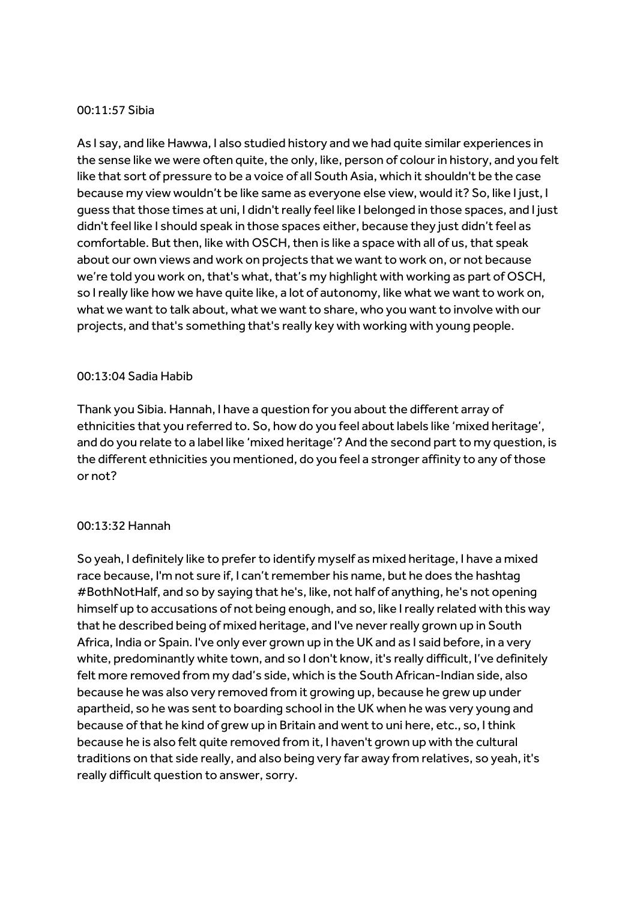00:11:57 Sibia

As I say, and like Hawwa, I also studied history and we had quite similar experiences in the sense like we were often quite, the only, like, person of colour in history, and you felt like that sort of pressure to be a voice of all South Asia, which it shouldn't be the case because my view wouldn't be like same as everyone else view, would it? So, like I just, I guess that those times at uni, I didn't really feel like I belonged in those spaces, and I just didn't feel like I should speak in those spaces either, because they just didn't feel as comfortable. But then, like with OSCH, then is like a space with all of us, that speak about our own views and work on projects that we want to work on, or not because we're told you work on, that's what, that's my highlight with working as part of OSCH, so I really like how we have quite like, a lot of autonomy, like what we want to work on, what we want to talk about, what we want to share, who you want to involve with our projects, and that's something that's really key with working with young people.

00:13:04 Sadia Habib

Thank you Sibia. Hannah, I have a question for you about the different array of ethnicities that you referred to. So, how do you feel about labels like 'mixed heritage', and do you relate to a label like 'mixed heritage'? And the second part to my question, is the different ethnicities you mentioned, do you feel a stronger affinity to any of those or not?

00:13:32 Hannah

So yeah, I definitely like to prefer to identify myself as mixed heritage, I have a mixed race because, I'm not sure if, I can't remember his name, but he does the hashtag #BothNotHalf, and so by saying that he's, like, not half of anything, he's not opening himself up to accusations of not being enough, and so, like I really related with this way that he described being of mixed heritage, and I've never really grown up in South Africa, India or Spain. I've only ever grown up in the UK and as I said before, in a very white, predominantly white town, and so I don't know, it's really difficult, I've definitely felt more removed from my dad's side, which is the South African-Indian side, also because he was also very removed from it growing up, because he grew up under apartheid, so he was sent to boarding school in the UK when he was very young and because of that he kind of grew up in Britain and went to uni here, etc., so, I think because he is also felt quite removed from it, I haven't grown up with the cultural traditions on that side really, and also being very far away from relatives, so yeah, it's really difficult question to answer, sorry.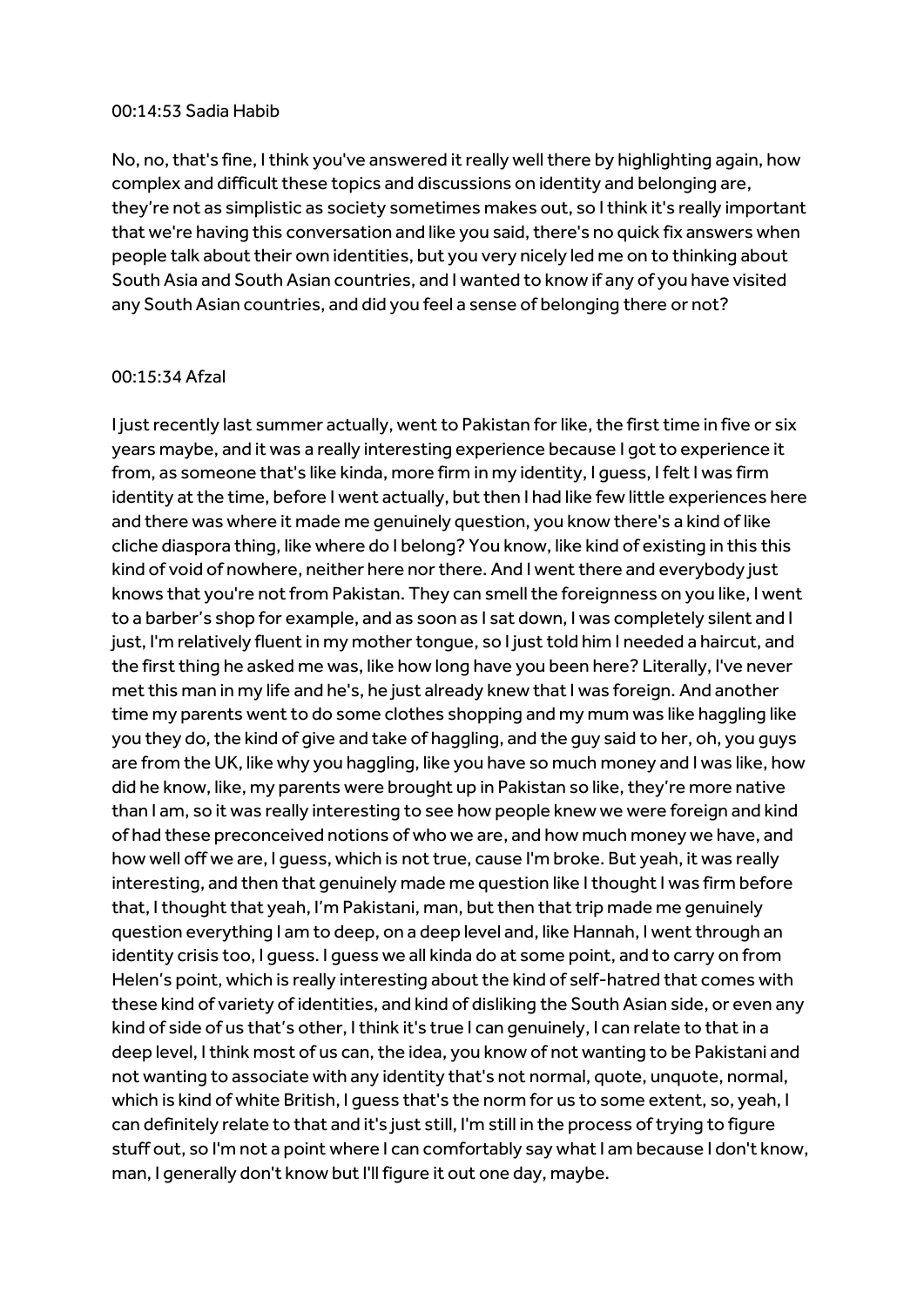00:14:53 Sadia Habib

No, no, that's fine, I think you've answered it really well there by highlighting again, how complex and difficult these topics and discussions on identity and belonging are, they're not as simplistic as society sometimes makes out, so I think it's really important that we're having this conversation and like you said, there's no quick fix answers when people talk about their own identities, but you very nicely led me on to thinking about South Asia and South Asian countries, and I wanted to know if any of you have visited any South Asian countries, and did you feel a sense of belonging there or not?

00:15:34 Afzal

I just recently last summer actually, went to Pakistan for like, the first time in five or six years maybe, and it was a really interesting experience because I got to experience it from, as someone that's like kinda, more firm in my identity, I guess, I felt I was firm identity at the time, before I went actually, but then I had like few little experiences here and there was where it made me genuinely question, you know there's a kind of like cliche diaspora thing, like where do I belong? You know, like kind of existing in this this kind of void of nowhere, neither here nor there. And I went there and everybody just knows that you're not from Pakistan. They can smell the foreignness on you like, I went to a barber's shop for example, and as soon as I sat down, I was completely silent and I just, I'm relatively fluent in my mother tongue, so I just told him I needed a haircut, and the first thing he asked me was, like how long have you been here? Literally, I've never met this man in my life and he's, he just already knew that I was foreign. And another time my parents went to do some clothes shopping and my mum was like haggling like you they do, the kind of give and take of haggling, and the guy said to her, oh, you guys are from the UK, like why you haggling, like you have so much money and I was like, how did he know, like, my parents were brought up in Pakistan so like, they're more native than I am, so it was really interesting to see how people knew we were foreign and kind of had these preconceived notions of who we are, and how much money we have, and how well off we are, I guess, which is not true, cause I'm broke. But yeah, it was really interesting, and then that genuinely made me question like I thought I was firm before that, I thought that yeah, I'm Pakistani, man, but then that trip made me genuinely question everything I am to deep, on a deep level and, like Hannah, I went through an identity crisis too, I guess. I guess we all kinda do at some point, and to carry on from Helen's point, which is really interesting about the kind of self-hatred that comes with these kind of variety of identities, and kind of disliking the South Asian side, or even any kind of side of us that's other, I think it's true I can genuinely, I can relate to that in a deep level, I think most of us can, the idea, you know of not wanting to be Pakistani and not wanting to associate with any identity that's not normal, quote, unquote, normal, which is kind of white British, I guess that's the norm for us to some extent, so, yeah, I can definitely relate to that and it's just still, I'm still in the process of trying to figure stuff out, so I'm not a point where I can comfortably say what I am because I don't know, man, I generally don't know but I'll figure it out one day, maybe.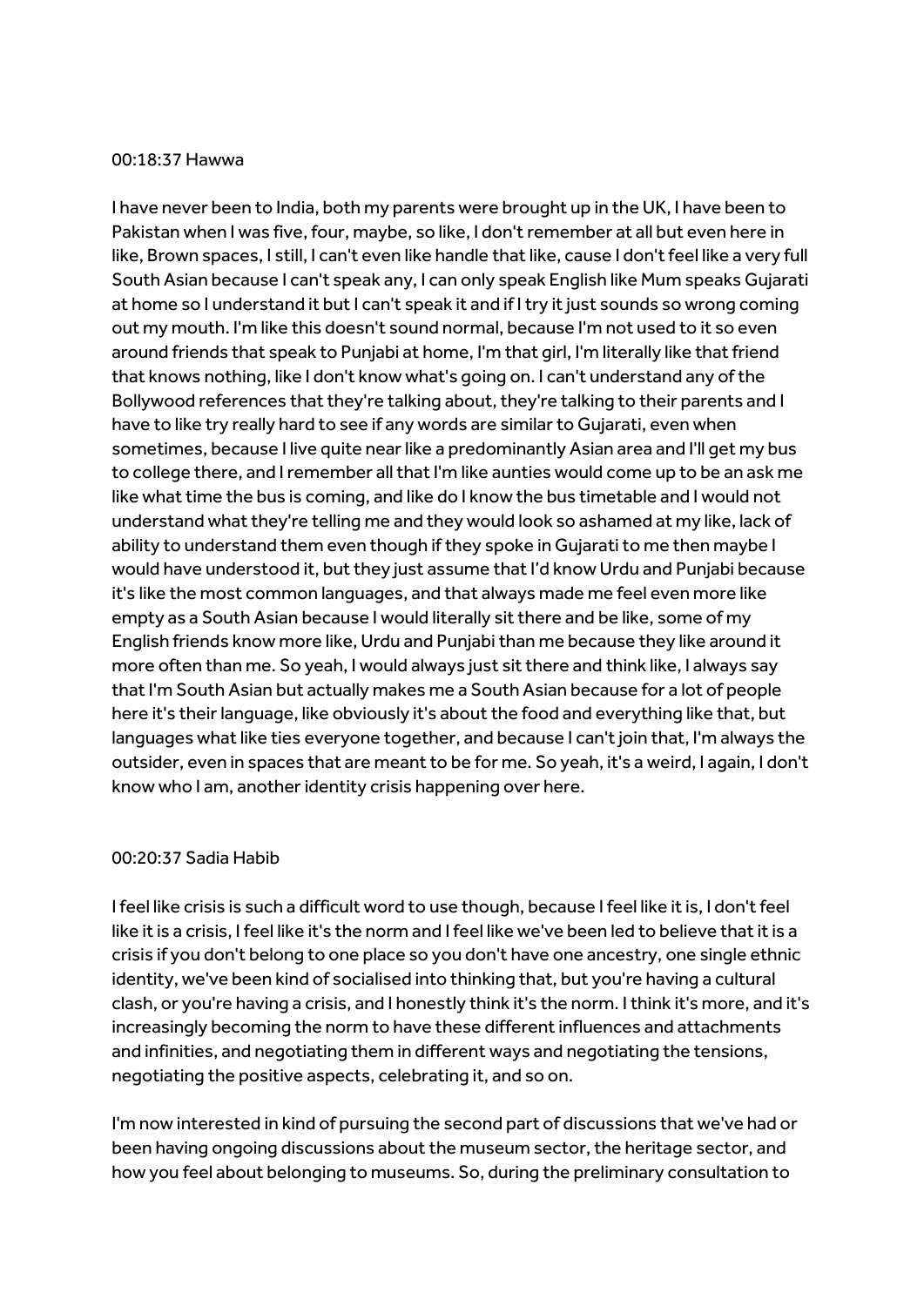00:18:37 Hawwa

I have never been to India, both my parents were brought up in the UK, I have been to Pakistan when I was five, four, maybe, so like, I don't remember at all but even here in like, Brown spaces, I still, I can't even like handle that like, cause I don't feel like a very full South Asian because I can't speak any, I can only speak English like Mum speaks Gujarati at home so I understand it but I can't speak it and if I try it just sounds so wrong coming out my mouth. I'm like this doesn't sound normal, because I'm not used to it so even around friends that speak to Punjabi at home, I'm that girl, I'm literally like that friend that knows nothing, like I don't know what's going on. I can't understand any of the Bollywood references that they're talking about, they're talking to their parents and I have to like try really hard to see if any words are similar to Gujarati, even when sometimes, because I live quite near like a predominantly Asian area and I'll get my bus to college there, and I remember all that I'm like aunties would come up to be an ask me like what time the bus is coming, and like do I know the bus timetable and I would not understand what they're telling me and they would look so ashamed at my like, lack of ability to understand them even though if they spoke in Gujarati to me then maybe I would have understood it, but they just assume that I'd know Urdu and Punjabi because it's like the most common languages, and that always made me feel even more like empty as a South Asian because I would literally sit there and be like, some of my English friends know more like, Urdu and Punjabi than me because they like around it more often than me. So yeah, I would always just sit there and think like, I always say that I'm South Asian but actually makes me a South Asian because for a lot of people here it's their language, like obviously it's about the food and everything like that, but languages what like ties everyone together, and because I can't join that, I'm always the outsider, even in spaces that are meant to be for me. So yeah, it's a weird, I again, I don't know who I am, another identity crisis happening over here.

00:20:37 Sadia Habib

I feel like crisis is such a difficult word to use though, because I feel like it is, I don't feel like it is a crisis, I feel like it's the norm and I feel like we've been led to believe that it is a crisis if you don't belong to one place so you don't have one ancestry, one single ethnic identity, we've been kind of socialised into thinking that, but you're having a cultural clash, or you're having a crisis, and I honestly think it's the norm. I think it's more, and it's increasingly becoming the norm to have these different influences and attachments and infinities, and negotiating them in different ways and negotiating the tensions, negotiating the positive aspects, celebrating it, and so on.

I'm now interested in kind of pursuing the second part of discussions that we've had or been having ongoing discussions about the museum sector, the heritage sector, and how you feel about belonging to museums. So, during the preliminary consultation to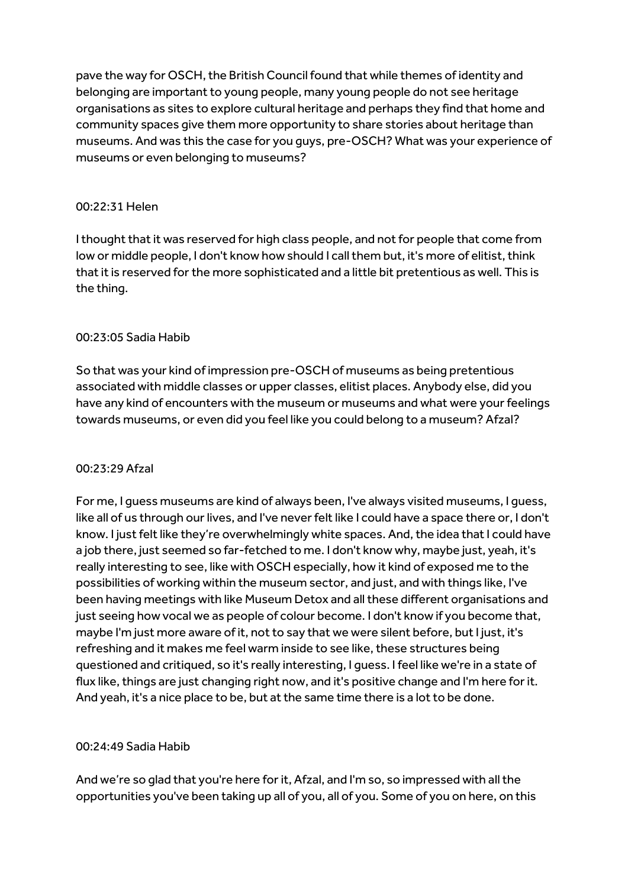pave the way for OSCH, the British Council found that while themes of identity and belonging are important to young people, many young people do not see heritage organisations as sites to explore cultural heritage and perhaps they find that home and community spaces give them more opportunity to share stories about heritage than museums. And was this the case for you guys, pre-OSCH? What was your experience of museums or even belonging to museums?

00:22:31 Helen

I thought that it was reserved for high class people, and not for people that come from low or middle people, I don't know how should I call them but, it's more of elitist, think that it is reserved for the more sophisticated and a little bit pretentious as well. This is the thing.

00:23:05 Sadia Habib

So that was your kind of impression pre-OSCH of museums as being pretentious associated with middle classes or upper classes, elitist places. Anybody else, did you have any kind of encounters with the museum or museums and what were your feelings towards museums, or even did you feel like you could belong to a museum? Afzal?

00:23:29 Afzal

For me, I guess museums are kind of always been, I've always visited museums, I guess, like all of us through our lives, and I've never felt like I could have a space there or, I don't know. I just felt like they're overwhelmingly white spaces. And, the idea that I could have a job there, just seemed so far-fetched to me. I don't know why, maybe just, yeah, it's really interesting to see, like with OSCH especially, how it kind of exposed me to the possibilities of working within the museum sector, and just, and with things like, I've been having meetings with like Museum Detox and all these different organisations and just seeing how vocal we as people of colour become. I don't know if you become that, maybe I'm just more aware of it, not to say that we were silent before, but I just, it's refreshing and it makes me feel warm inside to see like, these structures being questioned and critiqued, so it's really interesting, I guess. I feel like we're in a state of flux like, things are just changing right now, and it's positive change and I'm here for it. And yeah, it's a nice place to be, but at the same time there is a lot to be done.

00:24:49 Sadia Habib

And we're so glad that you're here for it, Afzal, and I'm so, so impressed with all the opportunities you've been taking up all of you, all of you. Some of you on here, on this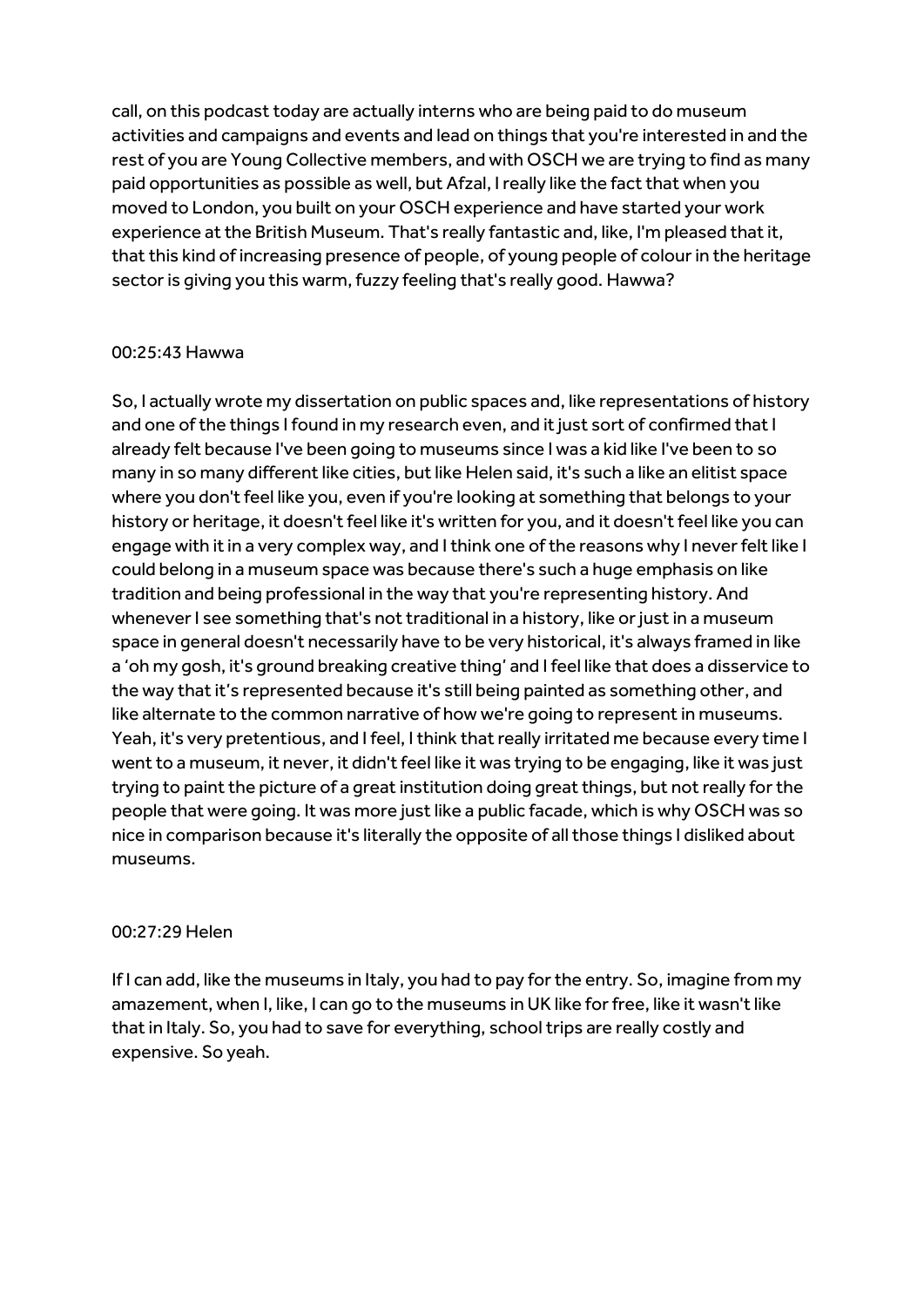call, on this podcast today are actually interns who are being paid to do museum activities and campaigns and events and lead on things that you're interested in and the rest of you are Young Collective members, and with OSCH we are trying to find as many paid opportunities as possible as well, but Afzal, I really like the fact that when you moved to London, you built on your OSCH experience and have started your work experience at the British Museum. That's really fantastic and, like, I'm pleased that it, that this kind of increasing presence of people, of young people of colour in the heritage sector is giving you this warm, fuzzy feeling that's really good. Hawwa?

00:25:43 Hawwa

So, I actually wrote my dissertation on public spaces and, like representations of history and one of the things I found in my research even, and it just sort of confirmed that I already felt because I've been going to museums since I was a kid like I've been to so many in so many different like cities, but like Helen said, it's such a like an elitist space where you don't feel like you, even if you're looking at something that belongs to your history or heritage, it doesn't feel like it's written for you, and it doesn't feel like you can engage with it in a very complex way, and I think one of the reasons why I never felt like I could belong in a museum space was because there's such a huge emphasis on like tradition and being professional in the way that you're representing history. And whenever I see something that's not traditional in a history, like or just in a museum space in general doesn't necessarily have to be very historical, it's always framed in like a 'oh my gosh, it's ground breaking creative thing' and I feel like that does a disservice to the way that it's represented because it's still being painted as something other, and like alternate to the common narrative of how we're going to represent in museums. Yeah, it's very pretentious, and I feel, I think that really irritated me because every time I went to a museum, it never, it didn't feel like it was trying to be engaging, like it was just trying to paint the picture of a great institution doing great things, but not really for the people that were going. It was more just like a public facade, which is why OSCH was so nice in comparison because it's literally the opposite of all those things I disliked about museums.

00:27:29 Helen

If I can add, like the museums in Italy, you had to pay for the entry. So, imagine from my amazement, when I, like, I can go to the museums in UK like for free, like it wasn't like that in Italy. So, you had to save for everything, school trips are really costly and expensive. So yeah.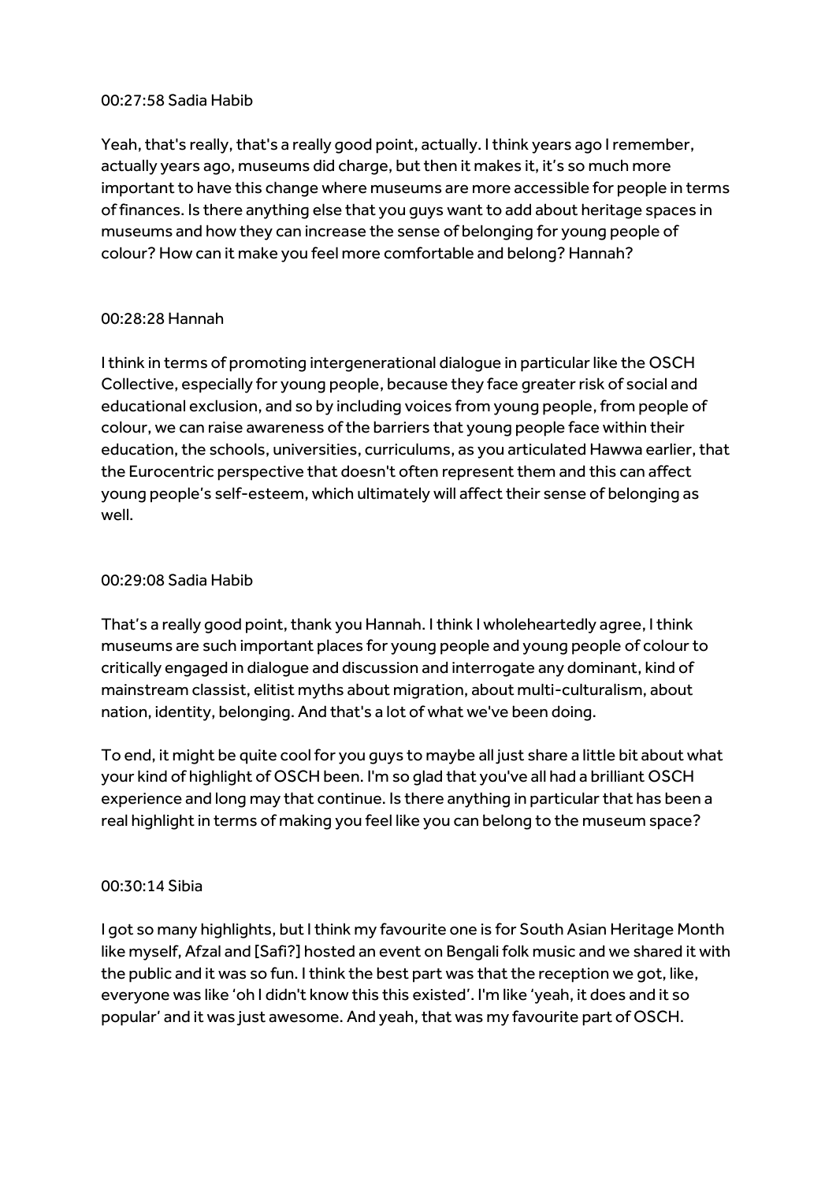00:27:58 Sadia Habib

Yeah, that's really, that's a really good point, actually. I think years ago I remember, actually years ago, museums did charge, but then it makes it, it's so much more important to have this change where museums are more accessible for people in terms of finances. Is there anything else that you guys want to add about heritage spaces in museums and how they can increase the sense of belonging for young people of colour? How can it make you feel more comfortable and belong? Hannah?

00:28:28 Hannah

I think in terms of promoting intergenerational dialogue in particular like the OSCH Collective, especially for young people, because they face greater risk of social and educational exclusion, and so by including voices from young people, from people of colour, we can raise awareness of the barriers that young people face within their education, the schools, universities, curriculums, as you articulated Hawwa earlier, that the Eurocentric perspective that doesn't often represent them and this can affect young people's self-esteem, which ultimately will affect their sense of belonging as well.

00:29:08 Sadia Habib

That's a really good point, thank you Hannah. I think I wholeheartedly agree, I think museums are such important places for young people and young people of colour to critically engaged in dialogue and discussion and interrogate any dominant, kind of mainstream classist, elitist myths about migration, about multi-culturalism, about nation, identity, belonging. And that's a lot of what we've been doing.

To end, it might be quite cool for you guys to maybe all just share a little bit about what your kind of highlight of OSCH been. I'm so glad that you've all had a brilliant OSCH experience and long may that continue. Is there anything in particular that has been a real highlight in terms of making you feel like you can belong to the museum space?

00:30:14 Sibia

I got so many highlights, but I think my favourite one is for South Asian Heritage Month like myself, Afzal and [Safi?] hosted an event on Bengali folk music and we shared it with the public and it was so fun. I think the best part was that the reception we got, like, everyone was like 'oh I didn't know this this existed'. I'm like 'yeah, it does and it so popular' and it was just awesome. And yeah, that was my favourite part of OSCH.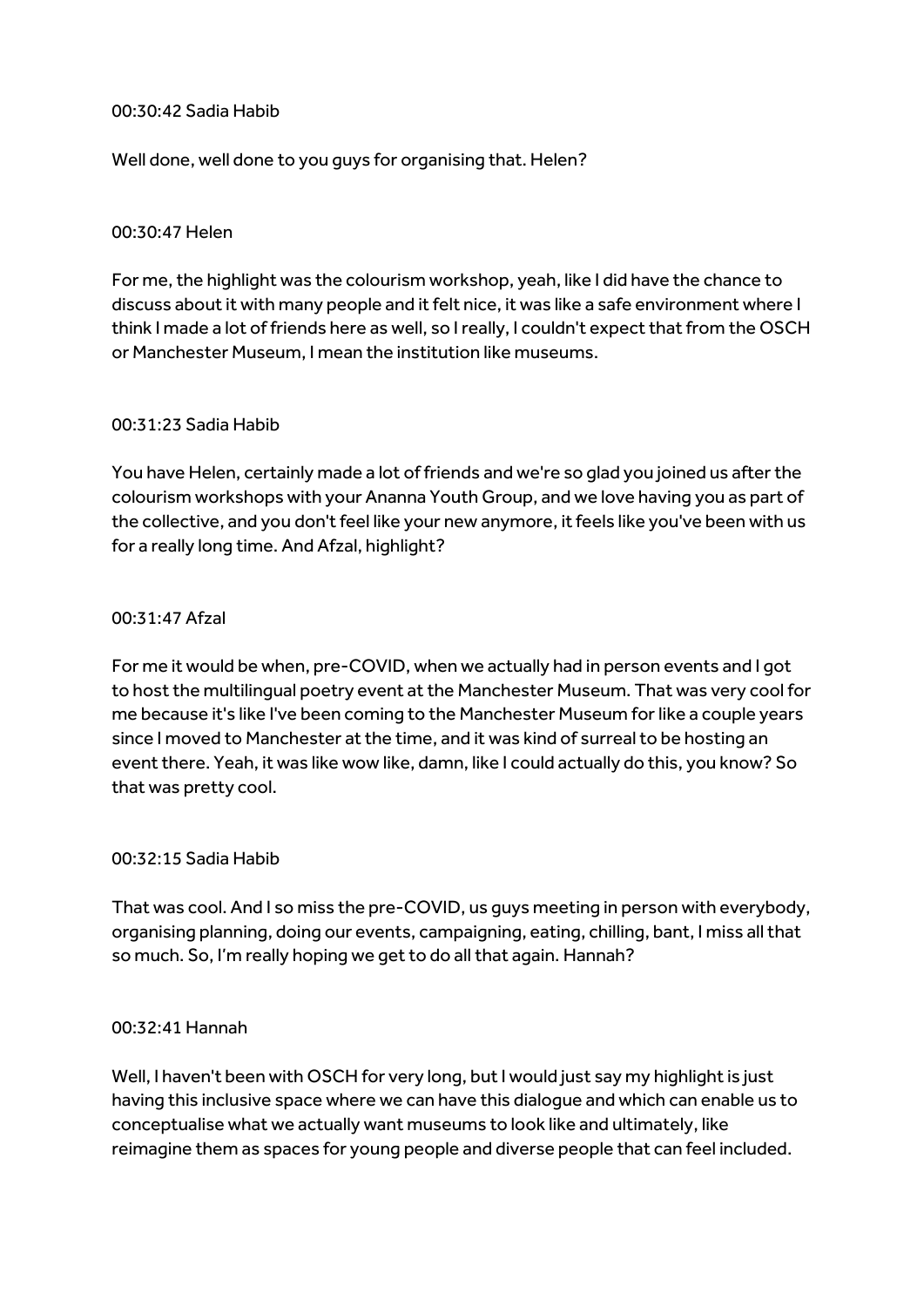00:30:42 Sadia Habib

Well done, well done to you guys for organising that. Helen?

00:30:47 Helen

For me, the highlight was the colourism workshop, yeah, like I did have the chance to discuss about it with many people and it felt nice, it was like a safe environment where I think I made a lot of friends here as well, so I really, I couldn't expect that from the OSCH or Manchester Museum, I mean the institution like museums.

00:31:23 Sadia Habib

You have Helen, certainly made a lot of friends and we're so glad you joined us after the colourism workshops with your Ananna Youth Group, and we love having you as part of the collective, and you don't feel like your new anymore, it feels like you've been with us for a really long time. And Afzal, highlight?

00:31:47 Afzal

For me it would be when, pre-COVID, when we actually had in person events and I got to host the multilingual poetry event at the Manchester Museum. That was very cool for me because it's like I've been coming to the Manchester Museum for like a couple years since I moved to Manchester at the time, and it was kind of surreal to be hosting an event there. Yeah, it was like wow like, damn, like I could actually do this, you know? So that was pretty cool.

00:32:15 Sadia Habib

That was cool. And I so miss the pre-COVID, us guys meeting in person with everybody, organising planning, doing our events, campaigning, eating, chilling, bant, I miss all that so much. So, I'm really hoping we get to do all that again. Hannah?

00:32:41 Hannah

Well, I haven't been with OSCH for very long, but I would just say my highlight is just having this inclusive space where we can have this dialogue and which can enable us to conceptualise what we actually want museums to look like and ultimately, like reimagine them as spaces for young people and diverse people that can feel included.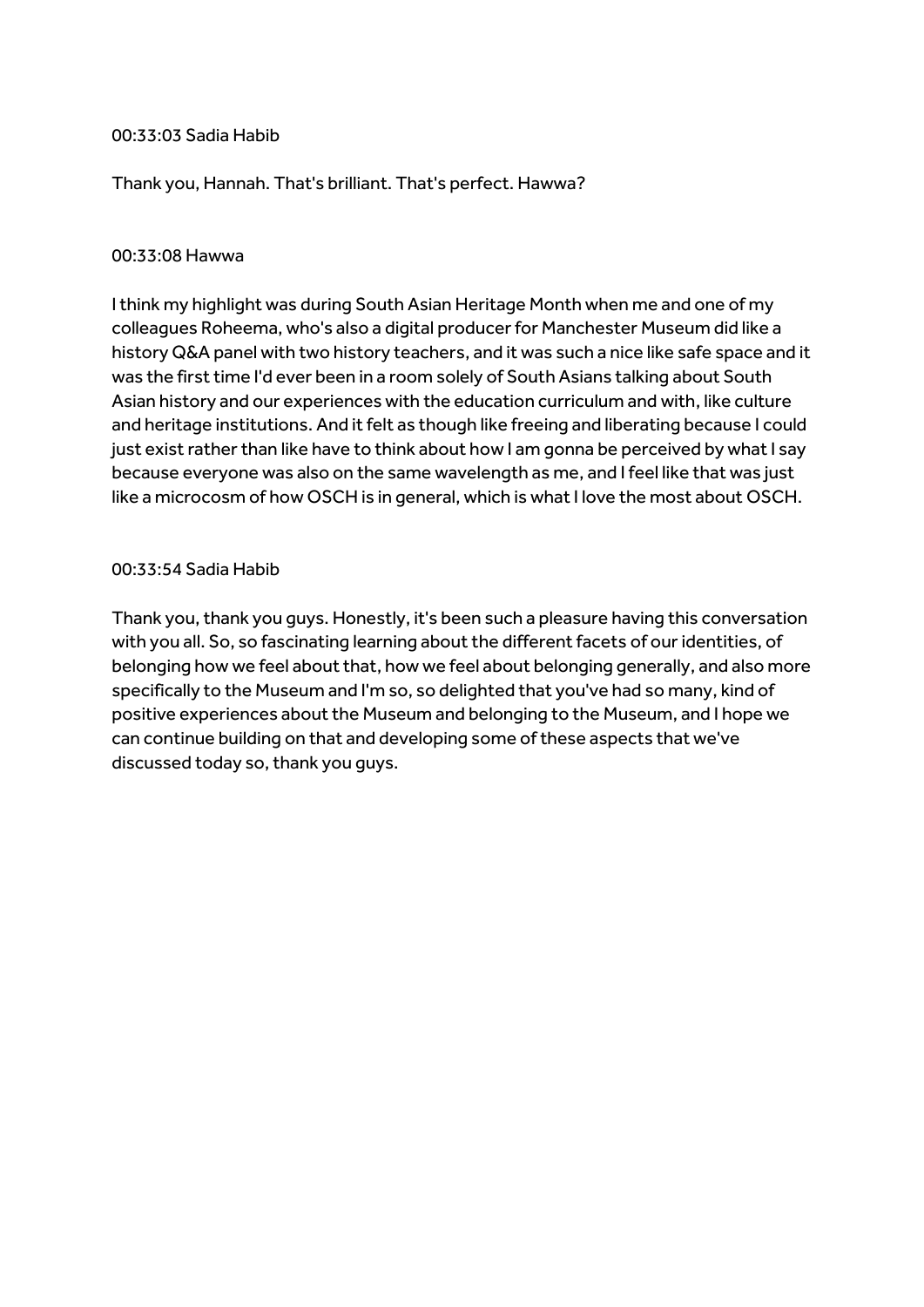00:33:03 Sadia Habib

Thank you, Hannah. That's brilliant. That's perfect. Hawwa?

00:33:08 Hawwa

I think my highlight was during South Asian Heritage Month when me and one of my colleagues Roheema, who's also a digital producer for Manchester Museum did like a history Q&A panel with two history teachers, and it was such a nice like safe space and it was the first time I'd ever been in a room solely of South Asians talking about South Asian history and our experiences with the education curriculum and with, like culture and heritage institutions. And it felt as though like freeing and liberating because I could just exist rather than like have to think about how I am gonna be perceived by what I say because everyone was also on the same wavelength as me, and I feel like that was just like a microcosm of how OSCH is in general, which is what I love the most about OSCH.

00:33:54 Sadia Habib

Thank you, thank you guys. Honestly, it's been such a pleasure having this conversation with you all. So, so fascinating learning about the different facets of our identities, of belonging how we feel about that, how we feel about belonging generally, and also more specifically to the Museum and I'm so, so delighted that you've had so many, kind of positive experiences about the Museum and belonging to the Museum, and I hope we can continue building on that and developing some of these aspects that we've discussed today so, thank you guys.